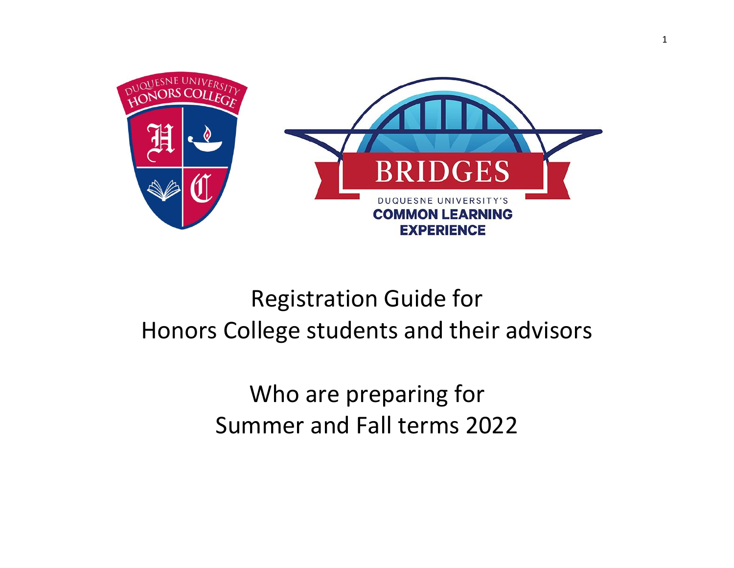# Registration Guide for Honors College students and their advisors

## Who are preparing for Summer and Fall terms 2022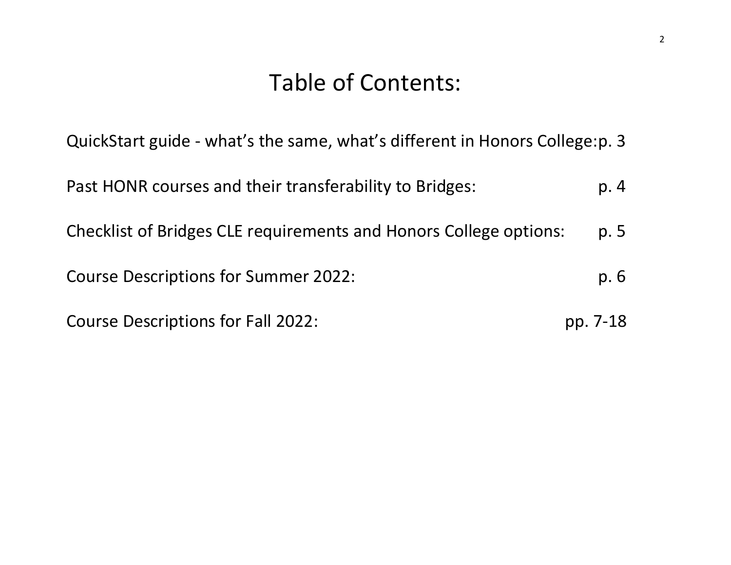# Table of Contents:

QuickStart guide - what's the same, what's different in Honors College: p. 3

Past HONR courses and their transferability to Bridges: p. 4

Checklist of Bridges CLE requirements and Honors College options: p. 5

Course Descriptions for Summer 2022: p. 6

Course Descriptions for Fall 2022: pp. 7-18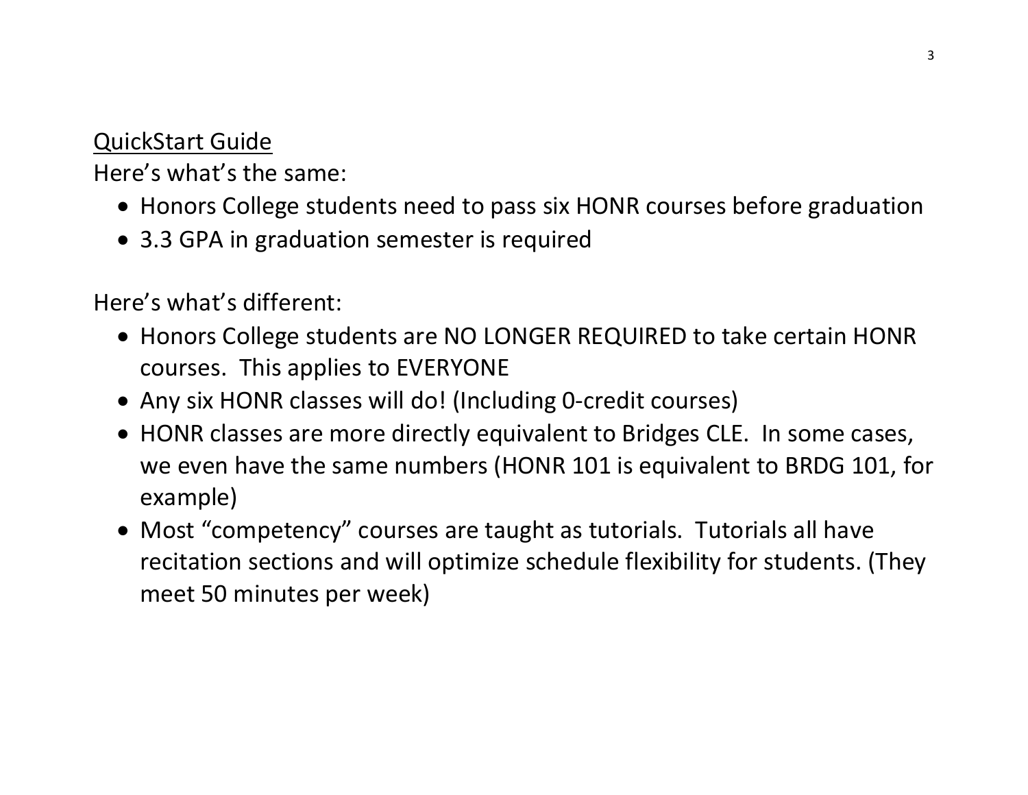## QuickStart Guide

Here's what's the same:

- Honors College students need to pass six HONR courses before graduation
- 3.3 GPA in graduation semester is required

Here's what's different:

- Honors College students are NO LONGER REQUIRED to take certain HONR courses. This applies to EVERYONE
- Any six HONR classes will do! (Including 0-credit courses)
- HONR classes are more directly equivalent to Bridges CLE. In some cases, we even have the same numbers (HONR 101 is equivalent to BRDG 101, for example)
- Most "competency" courses are taught as tutorials. Tutorials all have recitation sections and will optimize schedule flexibility for students. (They meet 50 minutes per week)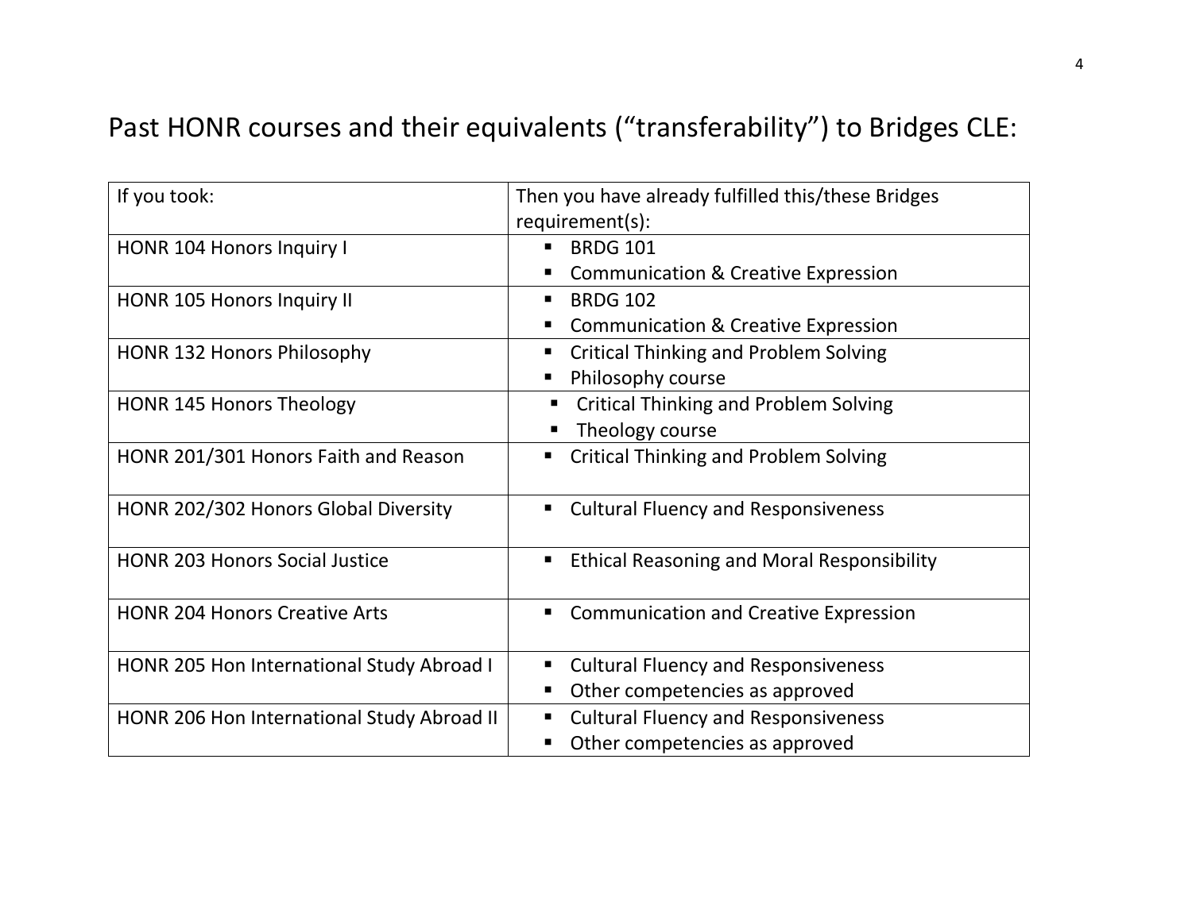# Past HONR courses and their equivalents ("transferability") to Bridges CLE:

| If you took: | Then you have already fulfilled this/these Bridges requirement(s): |
|---|---|
| HONR 104 Honors Inquiry I | ▪ BRDG 101<br>▪ Communication & Creative Expression |
| HONR 105 Honors Inquiry II | ▪ BRDG 102<br>▪ Communication & Creative Expression |
| HONR 132 Honors Philosophy | ▪ Critical Thinking and Problem Solving<br>▪ Philosophy course |
| HONR 145 Honors Theology | ▪ Critical Thinking and Problem Solving<br>▪ Theology course |
| HONR 201/301 Honors Faith and Reason | ▪ Critical Thinking and Problem Solving |
| HONR 202/302 Honors Global Diversity | ▪ Cultural Fluency and Responsiveness |
| HONR 203 Honors Social Justice | ▪ Ethical Reasoning and Moral Responsibility |
| HONR 204 Honors Creative Arts | ▪ Communication and Creative Expression |
| HONR 205 Hon International Study Abroad I | ▪ Cultural Fluency and Responsiveness<br>▪ Other competencies as approved |
| HONR 206 Hon International Study Abroad II | ▪ Cultural Fluency and Responsiveness<br>▪ Other competencies as approved |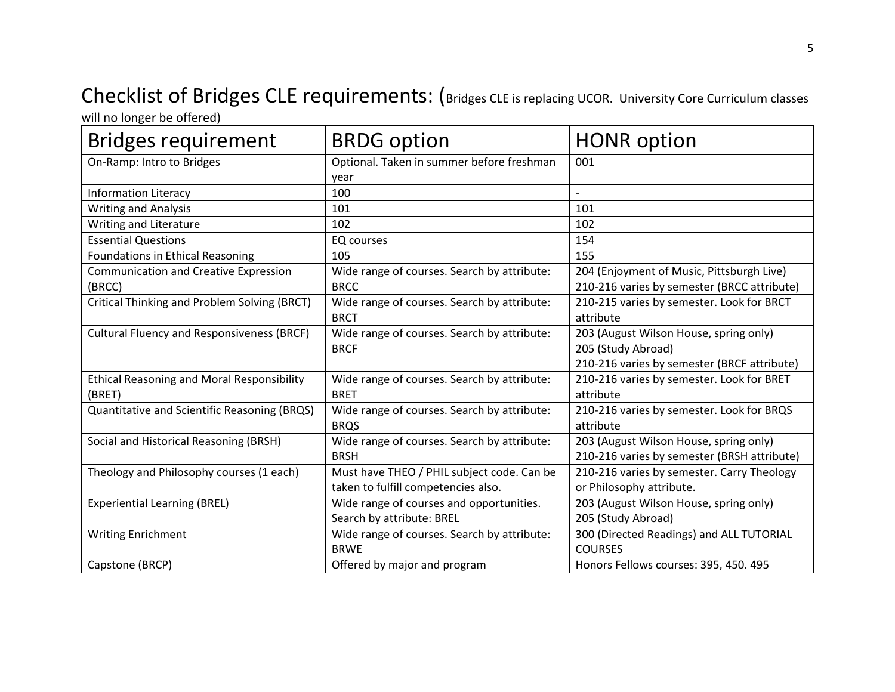# Checklist of Bridges CLE requirements: (Bridges CLE is replacing UCOR. University Core Curriculum classes will no longer be offered)

| Bridges requirement | BRDG option | HONR option |
| --- | --- | --- |
| On-Ramp: Intro to Bridges | Optional. Taken in summer before freshman year | 001 |
| Information Literacy | 100 | - |
| Writing and Analysis | 101 | 101 |
| Writing and Literature | 102 | 102 |
| Essential Questions | EQ courses | 154 |
| Foundations in Ethical Reasoning | 105 | 155 |
| Communication and Creative Expression (BRCC) | Wide range of courses. Search by attribute: BRCC | 204 (Enjoyment of Music, Pittsburgh Live)<br>210-216 varies by semester (BRCC attribute) |
| Critical Thinking and Problem Solving (BRCT) | Wide range of courses. Search by attribute: BRCT | 210-215 varies by semester. Look for BRCT attribute |
| Cultural Fluency and Responsiveness (BRCF) | Wide range of courses. Search by attribute: BRCF | 203 (August Wilson House, spring only)<br>205 (Study Abroad)<br>210-216 varies by semester (BRCF attribute) |
| Ethical Reasoning and Moral Responsibility (BRET) | Wide range of courses. Search by attribute: BRET | 210-216 varies by semester. Look for BRET attribute |
| Quantitative and Scientific Reasoning (BRQS) | Wide range of courses. Search by attribute: BRQS | 210-216 varies by semester. Look for BRQS attribute |
| Social and Historical Reasoning (BRSH) | Wide range of courses. Search by attribute: BRSH | 203 (August Wilson House, spring only)<br>210-216 varies by semester (BRSH attribute) |
| Theology and Philosophy courses (1 each) | Must have THEO / PHIL subject code. Can be taken to fulfill competencies also. | 210-216 varies by semester. Carry Theology or Philosophy attribute. |
| Experiential Learning (BREL) | Wide range of courses and opportunities. Search by attribute: BREL | 203 (August Wilson House, spring only)<br>205 (Study Abroad) |
| Writing Enrichment | Wide range of courses. Search by attribute: BRWE | 300 (Directed Readings) and ALL TUTORIAL COURSES |
| Capstone (BRCP) | Offered by major and program | Honors Fellows courses: 395, 450. 495 |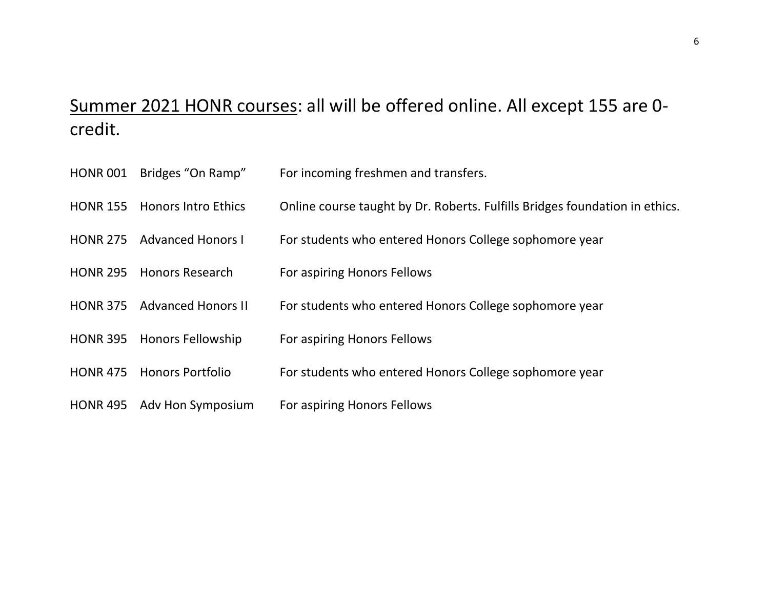## <u>Summer 2021 HONR courses</u>: all will be offered online. All except 155 are 0-credit.

| | | |
|---|---|---|
| HONR 001 | Bridges "On Ramp" | For incoming freshmen and transfers. |
| HONR 155 | Honors Intro Ethics | Online course taught by Dr. Roberts. Fulfills Bridges foundation in ethics. |
| HONR 275 | Advanced Honors I | For students who entered Honors College sophomore year |
| HONR 295 | Honors Research | For aspiring Honors Fellows |
| HONR 375 | Advanced Honors II | For students who entered Honors College sophomore year |
| HONR 395 | Honors Fellowship | For aspiring Honors Fellows |
| HONR 475 | Honors Portfolio | For students who entered Honors College sophomore year |
| HONR 495 | Adv Hon Symposium | For aspiring Honors Fellows |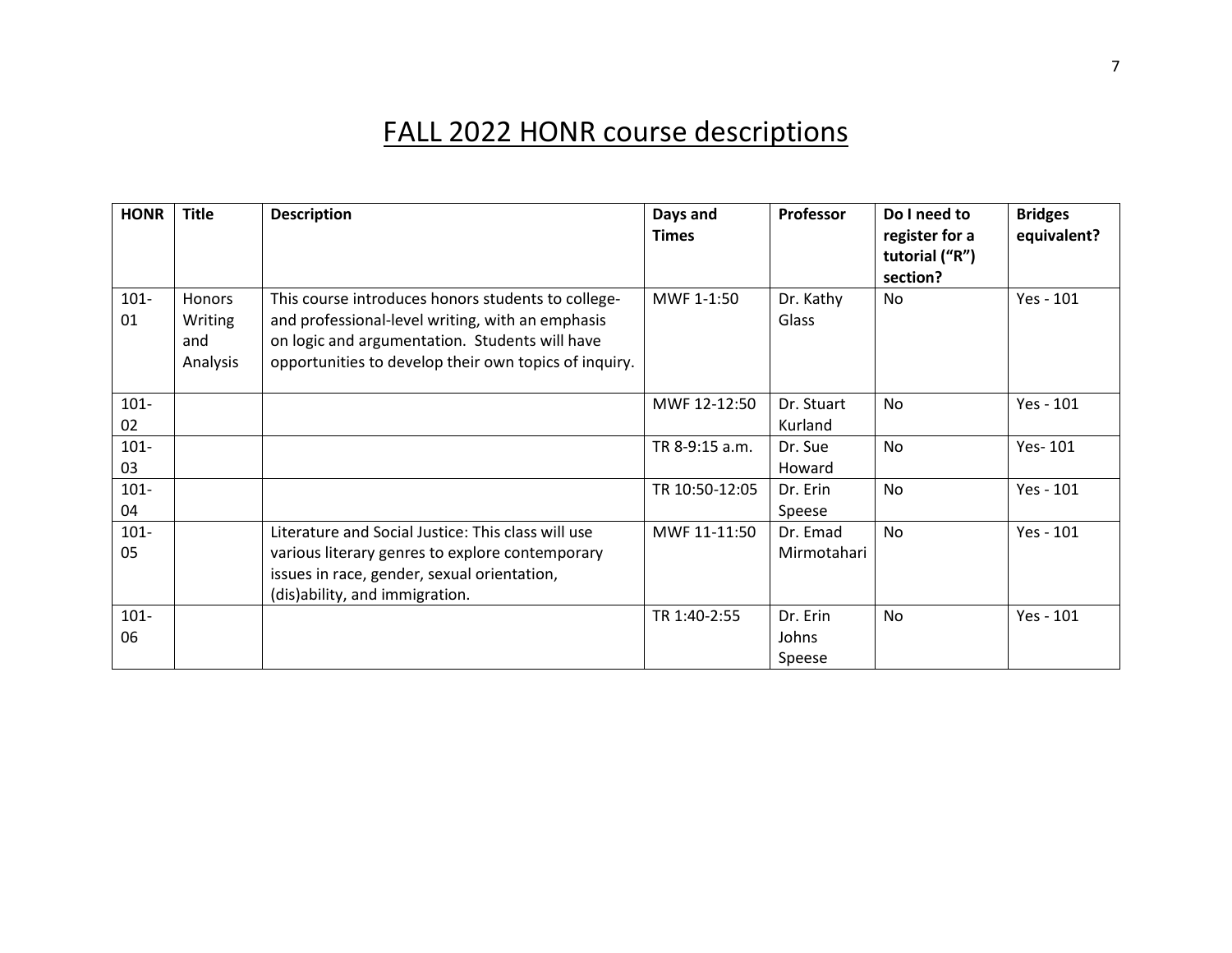# FALL 2022 HONR course descriptions

| HONR | Title | Description | Days and Times | Professor | Do I need to register for a tutorial ("R") section? | Bridges equivalent? |
|---|---|---|---|---|---|---|
| 101-01 | Honors Writing and Analysis | This course introduces honors students to college- and professional-level writing, with an emphasis on logic and argumentation. Students will have opportunities to develop their own topics of inquiry. | MWF 1-1:50 | Dr. Kathy Glass | No | Yes - 101 |
| 101-02 | | | MWF 12-12:50 | Dr. Stuart Kurland | No | Yes - 101 |
| 101-03 | | | TR 8-9:15 a.m. | Dr. Sue Howard | No | Yes- 101 |
| 101-04 | | | TR 10:50-12:05 | Dr. Erin Speese | No | Yes - 101 |
| 101-05 | | Literature and Social Justice: This class will use various literary genres to explore contemporary issues in race, gender, sexual orientation, (dis)ability, and immigration. | MWF 11-11:50 | Dr. Emad Mirmotahari | No | Yes - 101 |
| 101-06 | | | TR 1:40-2:55 | Dr. Erin Johns Speese | No | Yes - 101 |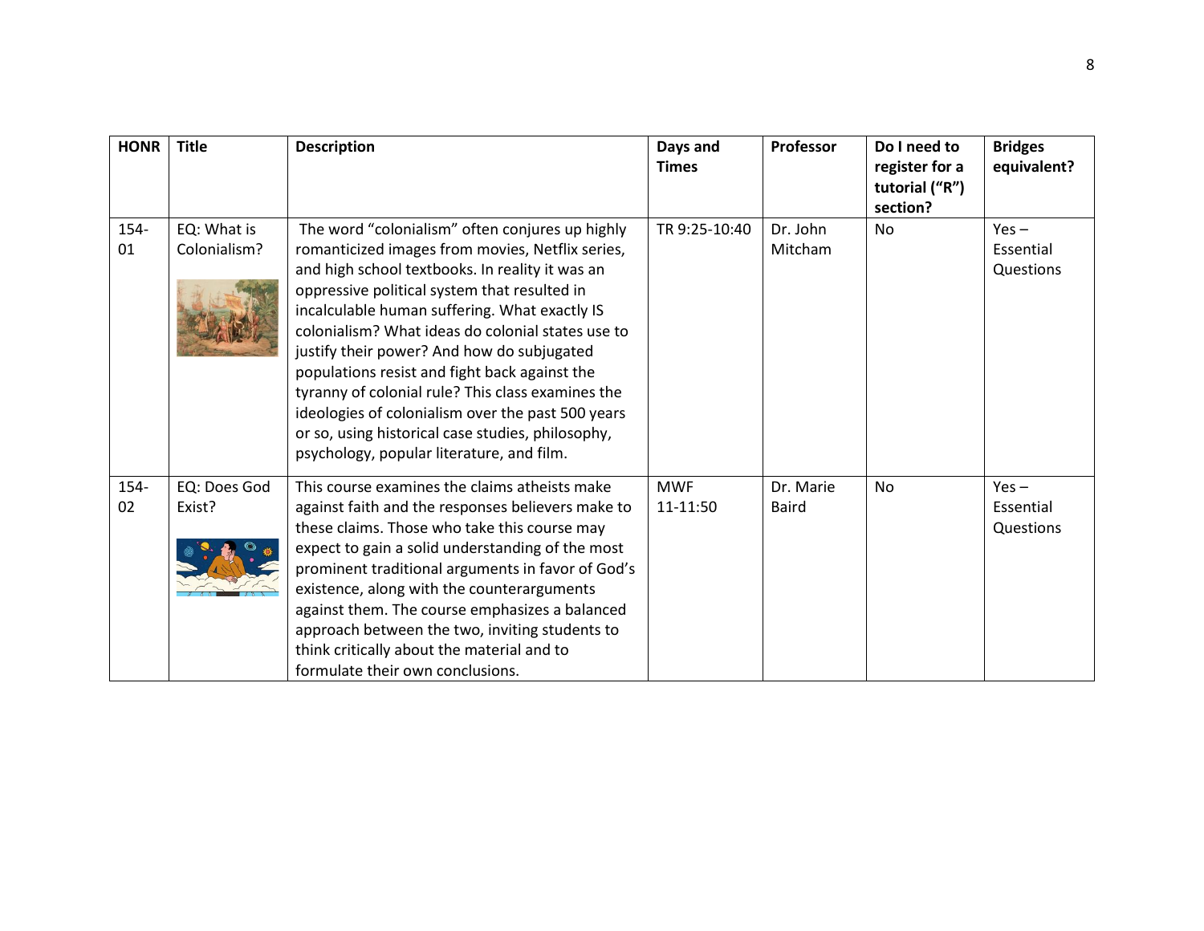| HONR | Title | Description | Days and Times | Professor | Do I need to register for a tutorial ("R") section? | Bridges equivalent? |
|---|---|---|---|---|---|---|
| 154-01 | EQ: What is Colonialism? | The word "colonialism" often conjures up highly romanticized images from movies, Netflix series, and high school textbooks. In reality it was an oppressive political system that resulted in incalculable human suffering. What exactly IS colonialism? What ideas do colonial states use to justify their power? And how do subjugated populations resist and fight back against the tyranny of colonial rule? This class examines the ideologies of colonialism over the past 500 years or so, using historical case studies, philosophy, psychology, popular literature, and film. | TR 9:25-10:40 | Dr. John Mitcham | No | Yes – Essential Questions |
| 154-02 | EQ: Does God Exist? | This course examines the claims atheists make against faith and the responses believers make to these claims. Those who take this course may expect to gain a solid understanding of the most prominent traditional arguments in favor of God's existence, along with the counterarguments against them. The course emphasizes a balanced approach between the two, inviting students to think critically about the material and to formulate their own conclusions. | MWF 11-11:50 | Dr. Marie Baird | No | Yes – Essential Questions |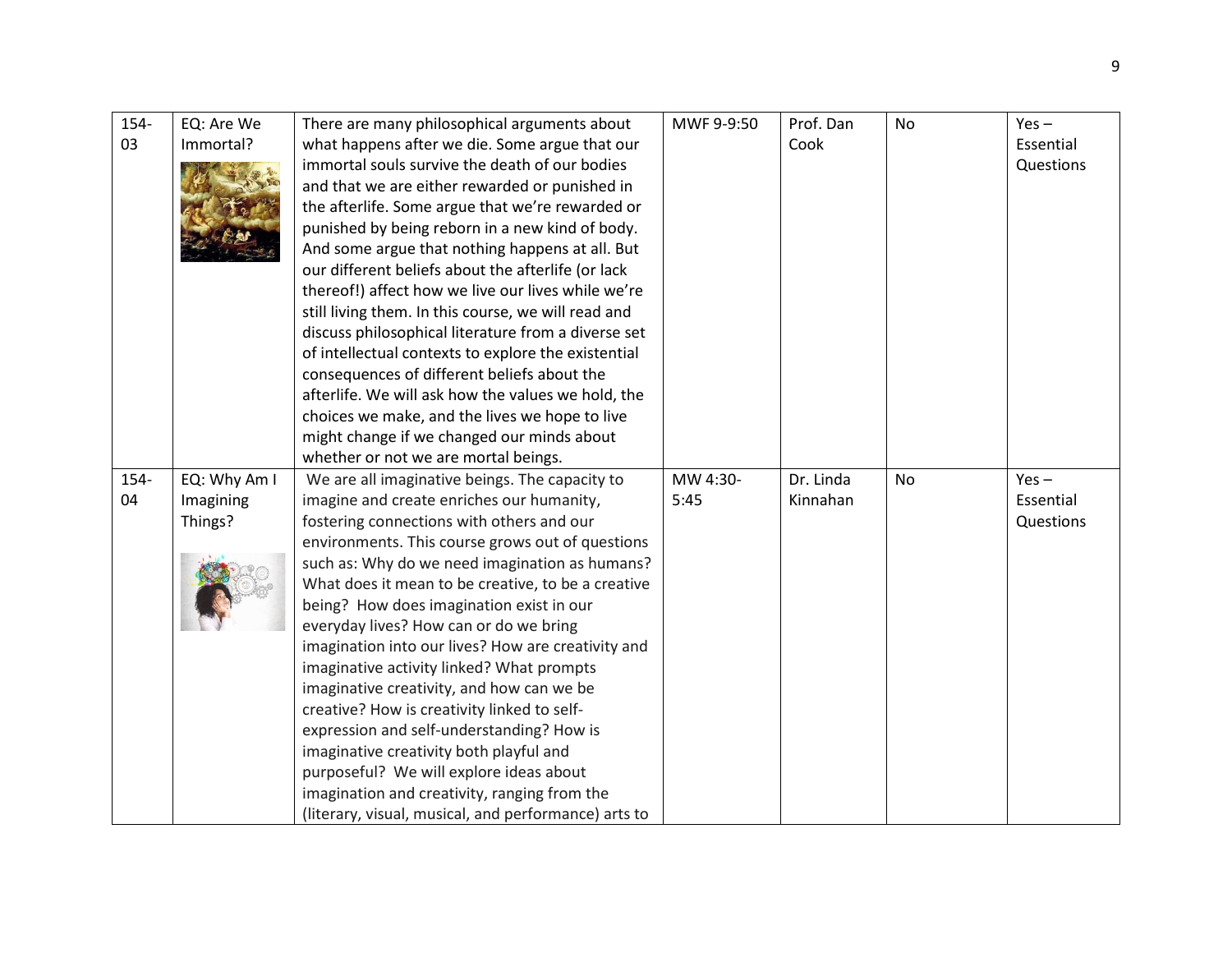| 154-03 | EQ: Are We Immortal? | There are many philosophical arguments about what happens after we die. Some argue that our immortal souls survive the death of our bodies and that we are either rewarded or punished in the afterlife. Some argue that we're rewarded or punished by being reborn in a new kind of body. And some argue that nothing happens at all. But our different beliefs about the afterlife (or lack thereof!) affect how we live our lives while we're still living them. In this course, we will read and discuss philosophical literature from a diverse set of intellectual contexts to explore the existential consequences of different beliefs about the afterlife. We will ask how the values we hold, the choices we make, and the lives we hope to live might change if we changed our minds about whether or not we are mortal beings. | MWF 9-9:50 | Prof. Dan Cook | No | Yes – Essential Questions |
|---|---|---|---|---|---|---|
| 154-04 | EQ: Why Am I Imagining Things? | We are all imaginative beings. The capacity to imagine and create enriches our humanity, fostering connections with others and our environments. This course grows out of questions such as: Why do we need imagination as humans? What does it mean to be creative, to be a creative being? How does imagination exist in our everyday lives? How can or do we bring imagination into our lives? How are creativity and imaginative activity linked? What prompts imaginative creativity, and how can we be creative? How is creativity linked to self-expression and self-understanding? How is imaginative creativity both playful and purposeful? We will explore ideas about imagination and creativity, ranging from the (literary, visual, musical, and performance) arts to | MW 4:30-5:45 | Dr. Linda Kinnahan | No | Yes – Essential Questions |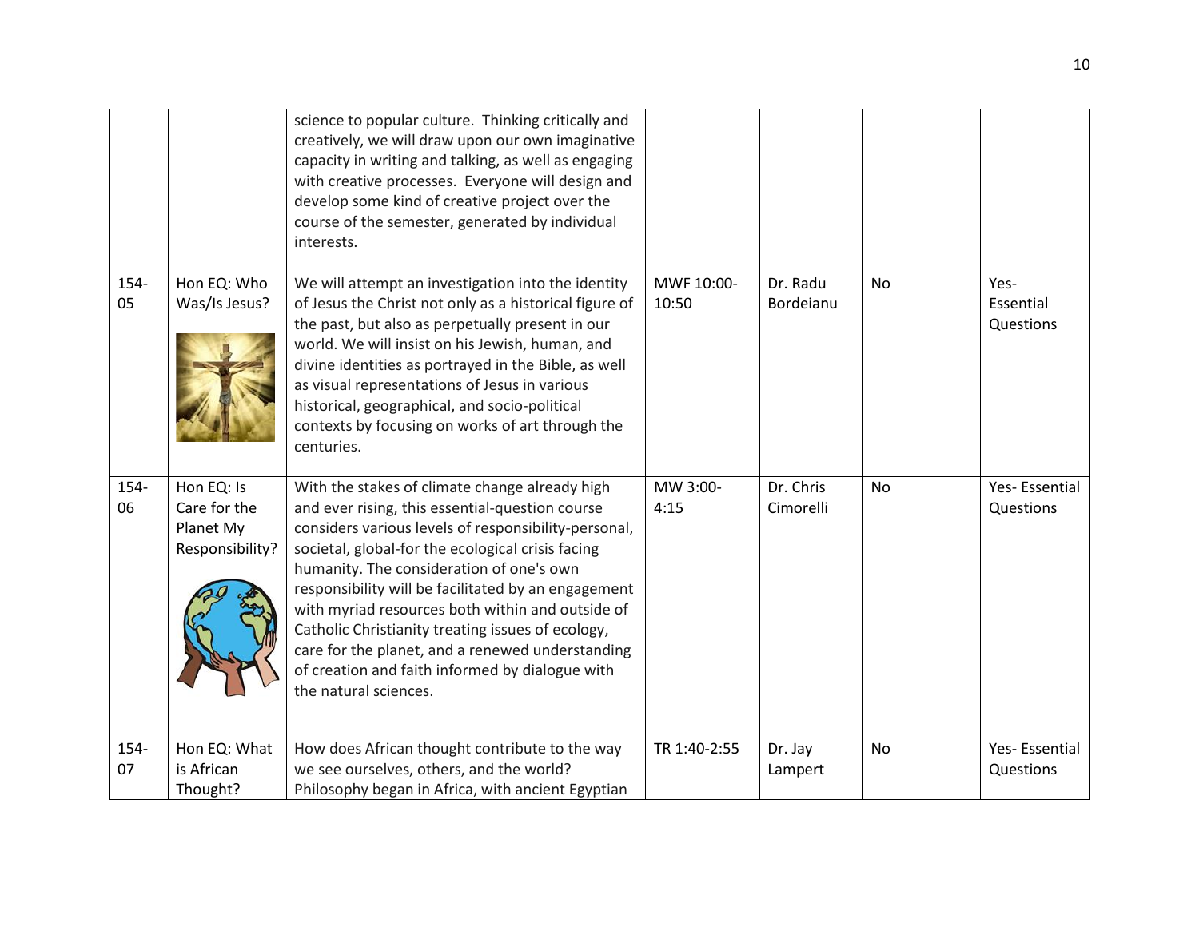|  |  |  |  |  |  |  |
|---|---|---|---|---|---|---|
|  |  | science to popular culture. Thinking critically and creatively, we will draw upon our own imaginative capacity in writing and talking, as well as engaging with creative processes. Everyone will design and develop some kind of creative project over the course of the semester, generated by individual interests. |  |  |  |  |
| 154-05 | Hon EQ: Who Was/Is Jesus? | We will attempt an investigation into the identity of Jesus the Christ not only as a historical figure of the past, but also as perpetually present in our world. We will insist on his Jewish, human, and divine identities as portrayed in the Bible, as well as visual representations of Jesus in various historical, geographical, and socio-political contexts by focusing on works of art through the centuries. | MWF 10:00-10:50 | Dr. Radu Bordeianu | No | Yes- Essential Questions |
| 154-06 | Hon EQ: Is Care for the Planet My Responsibility? | With the stakes of climate change already high and ever rising, this essential-question course considers various levels of responsibility-personal, societal, global-for the ecological crisis facing humanity. The consideration of one's own responsibility will be facilitated by an engagement with myriad resources both within and outside of Catholic Christianity treating issues of ecology, care for the planet, and a renewed understanding of creation and faith informed by dialogue with the natural sciences. | MW 3:00-4:15 | Dr. Chris Cimorelli | No | Yes- Essential Questions |
| 154-07 | Hon EQ: What is African Thought? | How does African thought contribute to the way we see ourselves, others, and the world? Philosophy began in Africa, with ancient Egyptian | TR 1:40-2:55 | Dr. Jay Lampert | No | Yes- Essential Questions |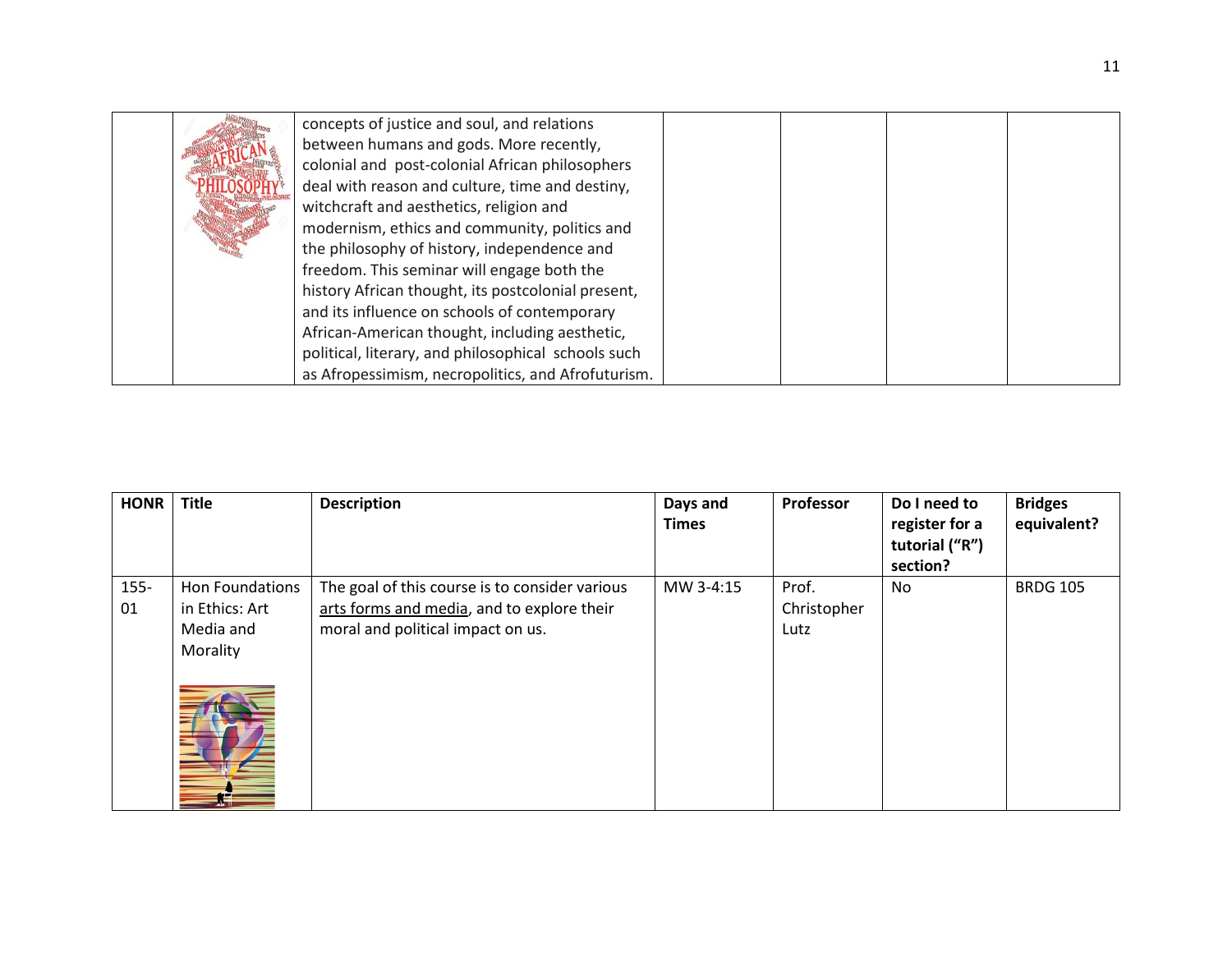| | | | | | | |
|---|---|---|---|---|---|---|
| | | concepts of justice and soul, and relations between humans and gods. More recently, colonial and post-colonial African philosophers deal with reason and culture, time and destiny, witchcraft and aesthetics, religion and modernism, ethics and community, politics and the philosophy of history, independence and freedom. This seminar will engage both the history African thought, its postcolonial present, and its influence on schools of contemporary African-American thought, including aesthetic, political, literary, and philosophical schools such as Afropessimism, necropolitics, and Afrofuturism. | | | | |

| HONR | Title | Description | Days and Times | Professor | Do I need to register for a tutorial ("R") section? | Bridges equivalent? |
|---|---|---|---|---|---|---|
| 155-01 | Hon Foundations in Ethics: Art Media and Morality | The goal of this course is to consider various arts forms and media, and to explore their moral and political impact on us. | MW 3-4:15 | Prof. Christopher Lutz | No | BRDG 105 |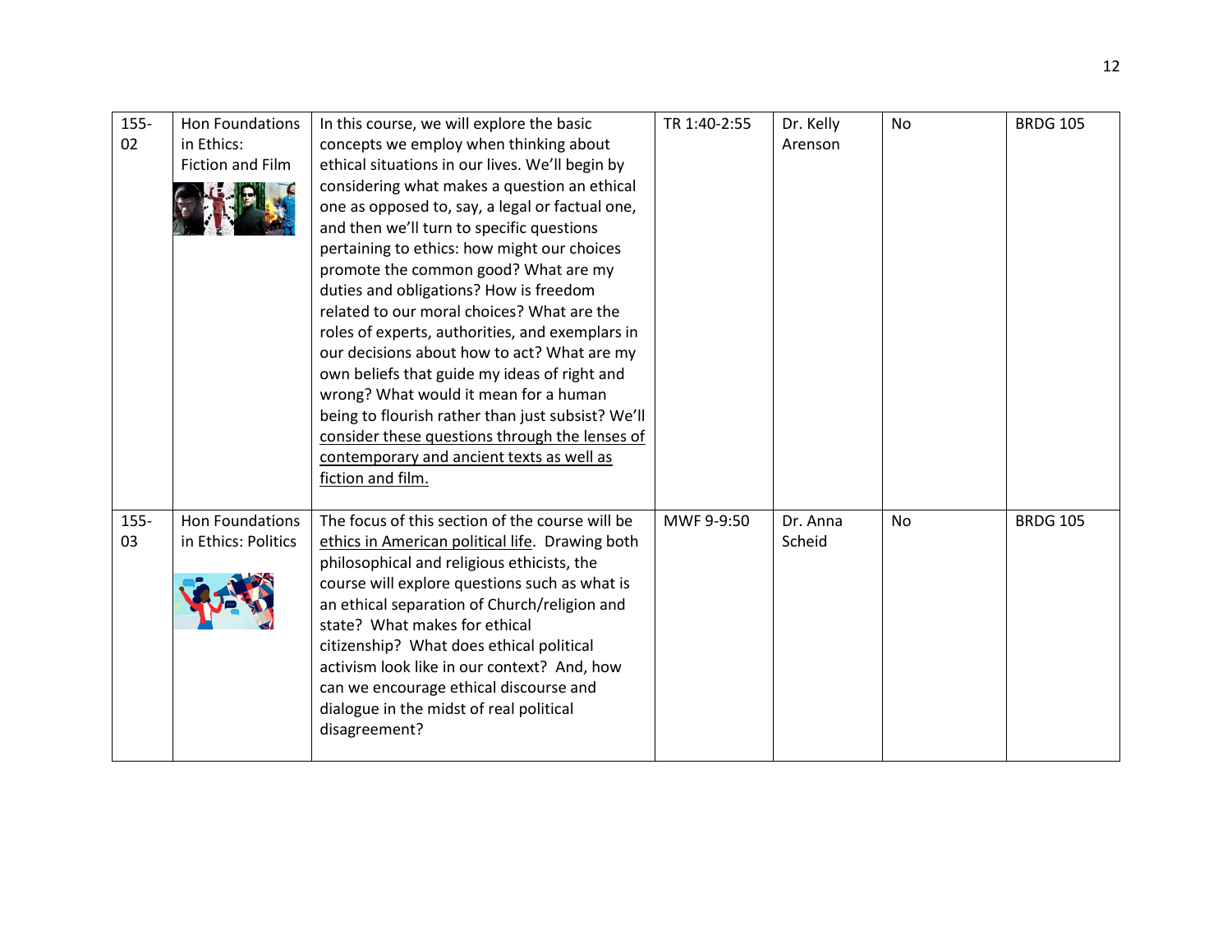| 155-02 | Hon Foundations in Ethics: Fiction and Film | In this course, we will explore the basic concepts we employ when thinking about ethical situations in our lives. We'll begin by considering what makes a question an ethical one as opposed to, say, a legal or factual one, and then we'll turn to specific questions pertaining to ethics: how might our choices promote the common good? What are my duties and obligations? How is freedom related to our moral choices? What are the roles of experts, authorities, and exemplars in our decisions about how to act? What are my own beliefs that guide my ideas of right and wrong? What would it mean for a human being to flourish rather than just subsist? We'll consider these questions through the lenses of contemporary and ancient texts as well as fiction and film. | TR 1:40-2:55 | Dr. Kelly Arenson | No | BRDG 105 |
|---|---|---|---|---|---|---|
| 155-03 | Hon Foundations in Ethics: Politics | The focus of this section of the course will be ethics in American political life. Drawing both philosophical and religious ethicists, the course will explore questions such as what is an ethical separation of Church/religion and state? What makes for ethical citizenship? What does ethical political activism look like in our context? And, how can we encourage ethical discourse and dialogue in the midst of real political disagreement? | MWF 9-9:50 | Dr. Anna Scheid | No | BRDG 105 |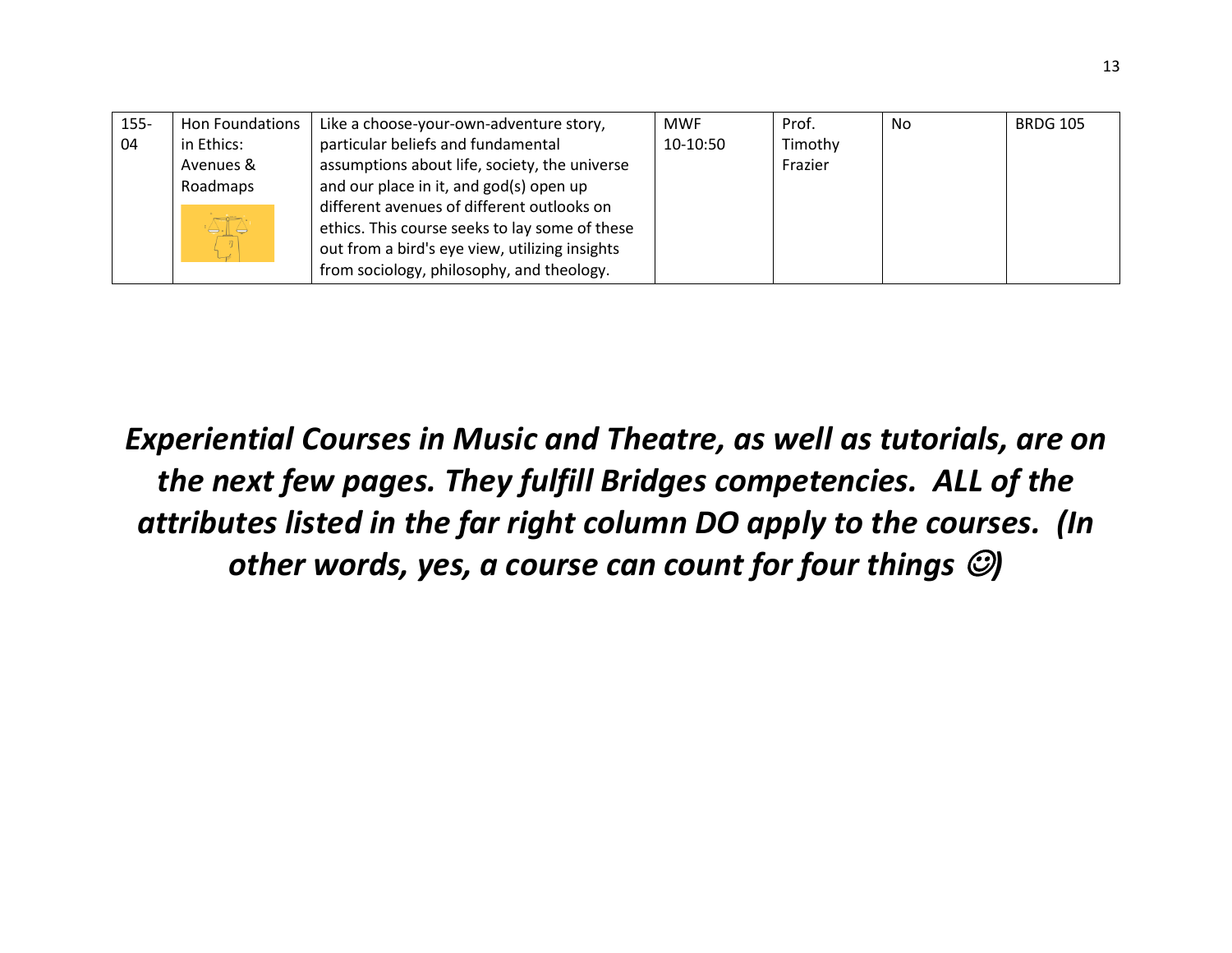| | | | | | | |
|---|---|---|---|---|---|---|
| 155-04 | Hon Foundations in Ethics: Avenues & Roadmaps | Like a choose-your-own-adventure story, particular beliefs and fundamental assumptions about life, society, the universe and our place in it, and god(s) open up different avenues of different outlooks on ethics. This course seeks to lay some of these out from a bird's eye view, utilizing insights from sociology, philosophy, and theology. | MWF 10-10:50 | Prof. Timothy Frazier | No | BRDG 105 |

***Experiential Courses in Music and Theatre, as well as tutorials, are on the next few pages. They fulfill Bridges competencies. ALL of the attributes listed in the far right column DO apply to the courses. (In other words, yes, a course can count for four things ☺)***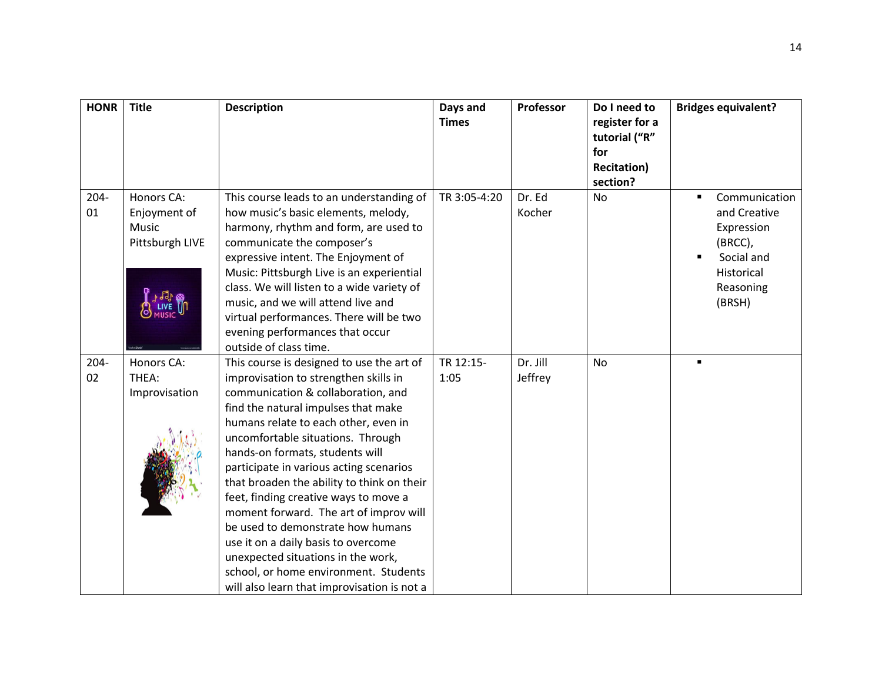| HONR | Title | Description | Days and Times | Professor | Do I need to register for a tutorial ("R" for Recitation) section? | Bridges equivalent? |
|---|---|---|---|---|---|---|
| 204-01 | Honors CA: Enjoyment of Music Pittsburgh LIVE | This course leads to an understanding of how music's basic elements, melody, harmony, rhythm and form, are used to communicate the composer's expressive intent. The Enjoyment of Music: Pittsburgh Live is an experiential class. We will listen to a wide variety of music, and we will attend live and virtual performances. There will be two evening performances that occur outside of class time. | TR 3:05-4:20 | Dr. Ed Kocher | No | ▪ Communication and Creative Expression (BRCC), ▪ Social and Historical Reasoning (BRSH) |
| 204-02 | Honors CA: THEA: Improvisation | This course is designed to use the art of improvisation to strengthen skills in communication & collaboration, and find the natural impulses that make humans relate to each other, even in uncomfortable situations. Through hands-on formats, students will participate in various acting scenarios that broaden the ability to think on their feet, finding creative ways to move a moment forward. The art of improv will be used to demonstrate how humans use it on a daily basis to overcome unexpected situations in the work, school, or home environment. Students will also learn that improvisation is not a | TR 12:15-1:05 | Dr. Jill Jeffrey | No | ▪ |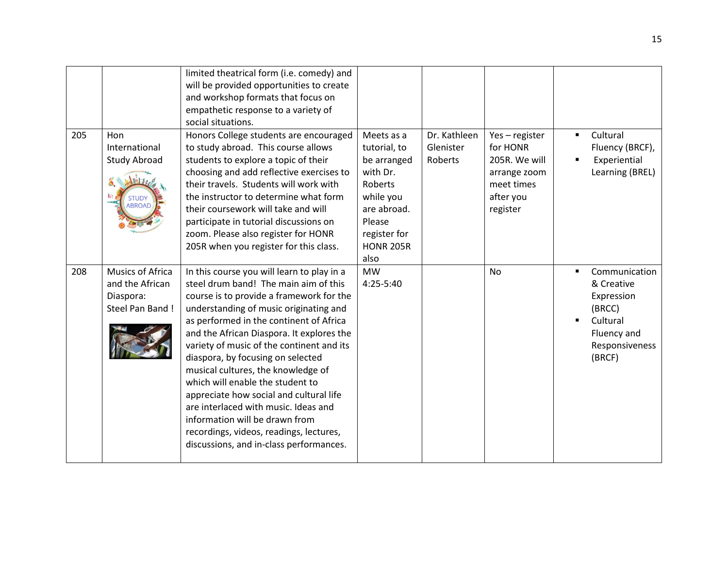| | | | | | | |
|---|---|---|---|---|---|---|
| | | limited theatrical form (i.e. comedy) and will be provided opportunities to create and workshop formats that focus on empathetic response to a variety of social situations. | | | | |
| 205 | Hon International Study Abroad | Honors College students are encouraged to study abroad. This course allows students to explore a topic of their choosing and add reflective exercises to their travels. Students will work with the instructor to determine what form their coursework will take and will participate in tutorial discussions on zoom. Please also register for HONR 205R when you register for this class. | Meets as a tutorial, to be arranged with Dr. Roberts while you are abroad. Please register for HONR 205R also | Dr. Kathleen Glenister Roberts | Yes – register for HONR 205R. We will arrange zoom meet times after you register | ▪ Cultural Fluency (BRCF),<br>▪ Experiential Learning (BREL) |
| 208 | Musics of Africa and the African Diaspora: Steel Pan Band ! | In this course you will learn to play in a steel drum band! The main aim of this course is to provide a framework for the understanding of music originating and as performed in the continent of Africa and the African Diaspora. It explores the variety of music of the continent and its diaspora, by focusing on selected musical cultures, the knowledge of which will enable the student to appreciate how social and cultural life are interlaced with music. Ideas and information will be drawn from recordings, videos, readings, lectures, discussions, and in-class performances. | MW 4:25-5:40 | | No | ▪ Communication & Creative Expression (BRCC)<br>▪ Cultural Fluency and Responsiveness (BRCF) |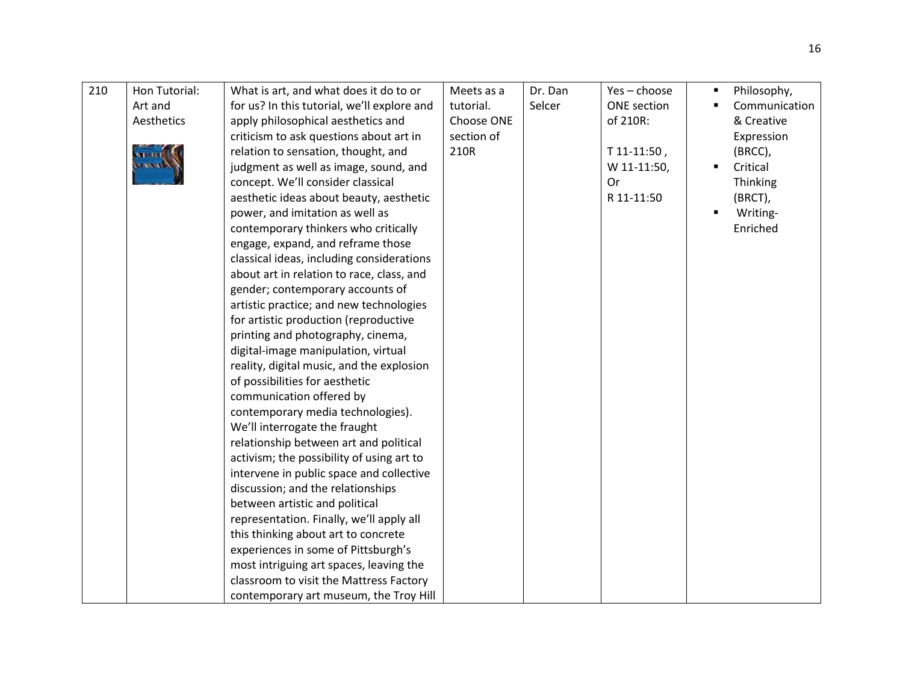| 210 | Hon Tutorial: Art and Aesthetics | What is art, and what does it do to or for us? In this tutorial, we'll explore and apply philosophical aesthetics and criticism to ask questions about art in relation to sensation, thought, and judgment as well as image, sound, and concept. We'll consider classical aesthetic ideas about beauty, aesthetic power, and imitation as well as contemporary thinkers who critically engage, expand, and reframe those classical ideas, including considerations about art in relation to race, class, and gender; contemporary accounts of artistic practice; and new technologies for artistic production (reproductive printing and photography, cinema, digital-image manipulation, virtual reality, digital music, and the explosion of possibilities for aesthetic communication offered by contemporary media technologies). We'll interrogate the fraught relationship between art and political activism; the possibility of using art to intervene in public space and collective discussion; and the relationships between artistic and political representation. Finally, we'll apply all this thinking about art to concrete experiences in some of Pittsburgh's most intriguing art spaces, leaving the classroom to visit the Mattress Factory contemporary art museum, the Troy Hill | Meets as a tutorial. Choose ONE section of 210R | Dr. Dan Selcer | Yes – choose ONE section of 210R:<br><br>T 11-11:50 ,<br>W 11-11:50,<br>Or<br>R 11-11:50 | ▪ Philosophy,<br>▪ Communication & Creative Expression (BRCC),<br>▪ Critical Thinking (BRCT),<br>▪ Writing-Enriched |
|---|---|---|---|---|---|---|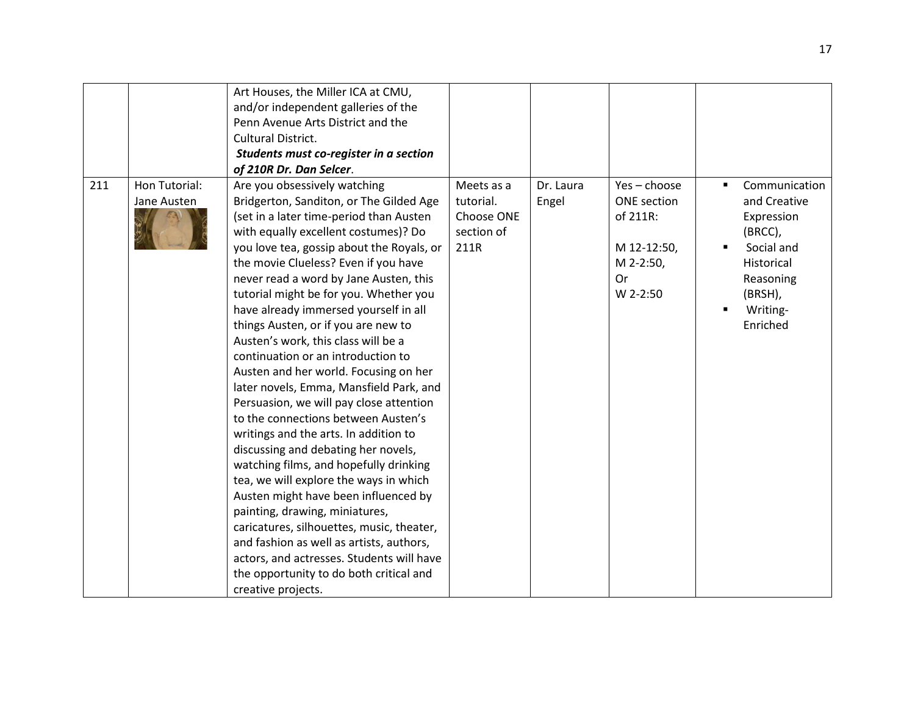| | | | | | | |
|---|---|---|---|---|---|---|
| | | Art Houses, the Miller ICA at CMU, and/or independent galleries of the Penn Avenue Arts District and the Cultural District. ***Students must co-register in a section of 210R Dr. Dan Selcer***. | | | | |
| 211 | Hon Tutorial: Jane Austen | Are you obsessively watching Bridgerton, Sanditon, or The Gilded Age (set in a later time-period than Austen with equally excellent costumes)? Do you love tea, gossip about the Royals, or the movie Clueless? Even if you have never read a word by Jane Austen, this tutorial might be for you. Whether you have already immersed yourself in all things Austen, or if you are new to Austen's work, this class will be a continuation or an introduction to Austen and her world. Focusing on her later novels, Emma, Mansfield Park, and Persuasion, we will pay close attention to the connections between Austen's writings and the arts. In addition to discussing and debating her novels, watching films, and hopefully drinking tea, we will explore the ways in which Austen might have been influenced by painting, drawing, miniatures, caricatures, silhouettes, music, theater, and fashion as well as artists, authors, actors, and actresses. Students will have the opportunity to do both critical and creative projects. | Meets as a tutorial. Choose ONE section of 211R | Dr. Laura Engel | Yes – choose ONE section of 211R: M 12-12:50, M 2-2:50, Or W 2-2:50 | ▪ Communication and Creative Expression (BRCC), ▪ Social and Historical Reasoning (BRSH), ▪ Writing-Enriched |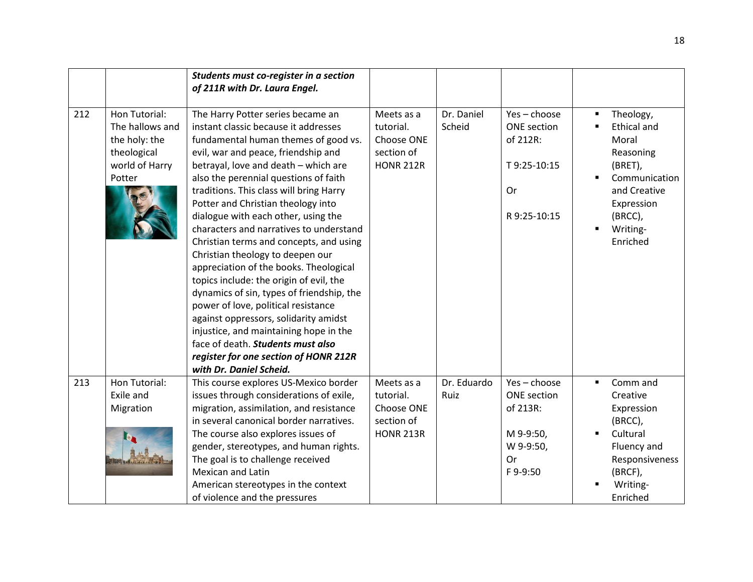| | | | | | | |
|---|---|---|---|---|---|---|
| | | ***Students must co-register in a section of 211R with Dr. Laura Engel.*** | | | | |
| 212 | Hon Tutorial: The hallows and the holy: the theological world of Harry Potter | The Harry Potter series became an instant classic because it addresses fundamental human themes of good vs. evil, war and peace, friendship and betrayal, love and death – which are also the perennial questions of faith traditions. This class will bring Harry Potter and Christian theology into dialogue with each other, using the characters and narratives to understand Christian terms and concepts, and using Christian theology to deepen our appreciation of the books. Theological topics include: the origin of evil, the dynamics of sin, types of friendship, the power of love, political resistance against oppressors, solidarity amidst injustice, and maintaining hope in the face of death. ***Students must also register for one section of HONR 212R with Dr. Daniel Scheid.*** | Meets as a tutorial. Choose ONE section of HONR 212R | Dr. Daniel Scheid | Yes – choose ONE section of 212R: T 9:25-10:15 Or R 9:25-10:15 | ▪ Theology, ▪ Ethical and Moral Reasoning (BRET), ▪ Communication and Creative Expression (BRCC), ▪ Writing-Enriched |
| 213 | Hon Tutorial: Exile and Migration | This course explores US-Mexico border issues through considerations of exile, migration, assimilation, and resistance in several canonical border narratives. The course also explores issues of gender, stereotypes, and human rights. The goal is to challenge received Mexican and Latin American stereotypes in the context of violence and the pressures | Meets as a tutorial. Choose ONE section of HONR 213R | Dr. Eduardo Ruiz | Yes – choose ONE section of 213R: M 9-9:50, W 9-9:50, Or F 9-9:50 | ▪ Comm and Creative Expression (BRCC), ▪ Cultural Fluency and Responsiveness (BRCF), ▪ Writing-Enriched |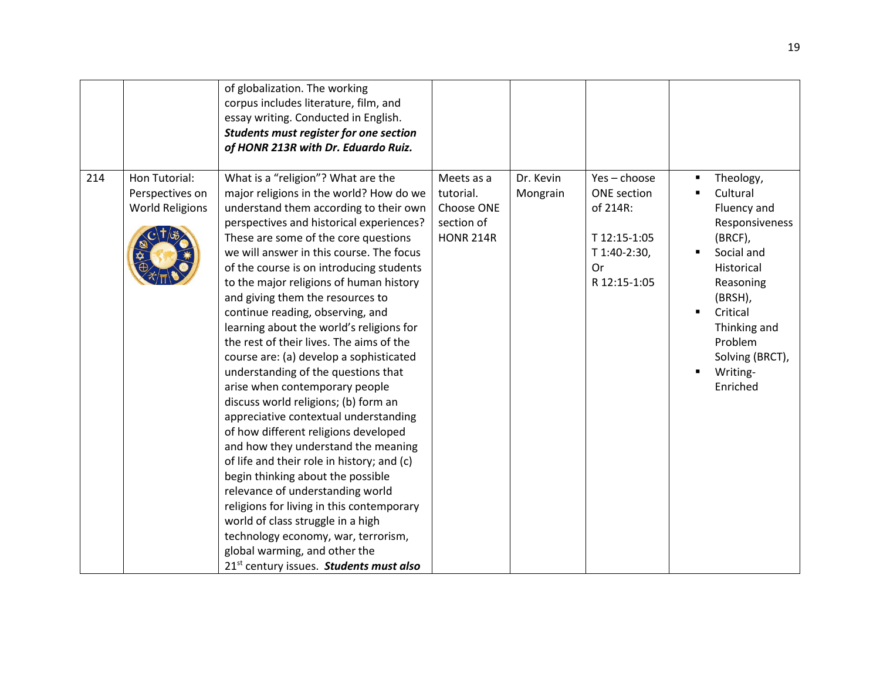| | | | | | | |
|---|---|---|---|---|---|---|
| | | of globalization. The working corpus includes literature, film, and essay writing. Conducted in English. ***Students must register for one section of HONR 213R with Dr. Eduardo Ruiz.*** | | | | |
| 214 | Hon Tutorial: Perspectives on World Religions | What is a "religion"? What are the major religions in the world? How do we understand them according to their own perspectives and historical experiences? These are some of the core questions we will answer in this course. The focus of the course is on introducing students to the major religions of human history and giving them the resources to continue reading, observing, and learning about the world's religions for the rest of their lives. The aims of the course are: (a) develop a sophisticated understanding of the questions that arise when contemporary people discuss world religions; (b) form an appreciative contextual understanding of how different religions developed and how they understand the meaning of life and their role in history; and (c) begin thinking about the possible relevance of understanding world religions for living in this contemporary world of class struggle in a high technology economy, war, terrorism, global warming, and other the 21st century issues. ***Students must also*** | Meets as a tutorial. Choose ONE section of HONR 214R | Dr. Kevin Mongrain | Yes – choose ONE section of 214R:<br><br>T 12:15-1:05<br>T 1:40-2:30,<br>Or<br>R 12:15-1:05 | ▪ Theology,<br>▪ Cultural Fluency and Responsiveness (BRCF),<br>▪ Social and Historical Reasoning (BRSH),<br>▪ Critical Thinking and Problem Solving (BRCT),<br>▪ Writing-Enriched |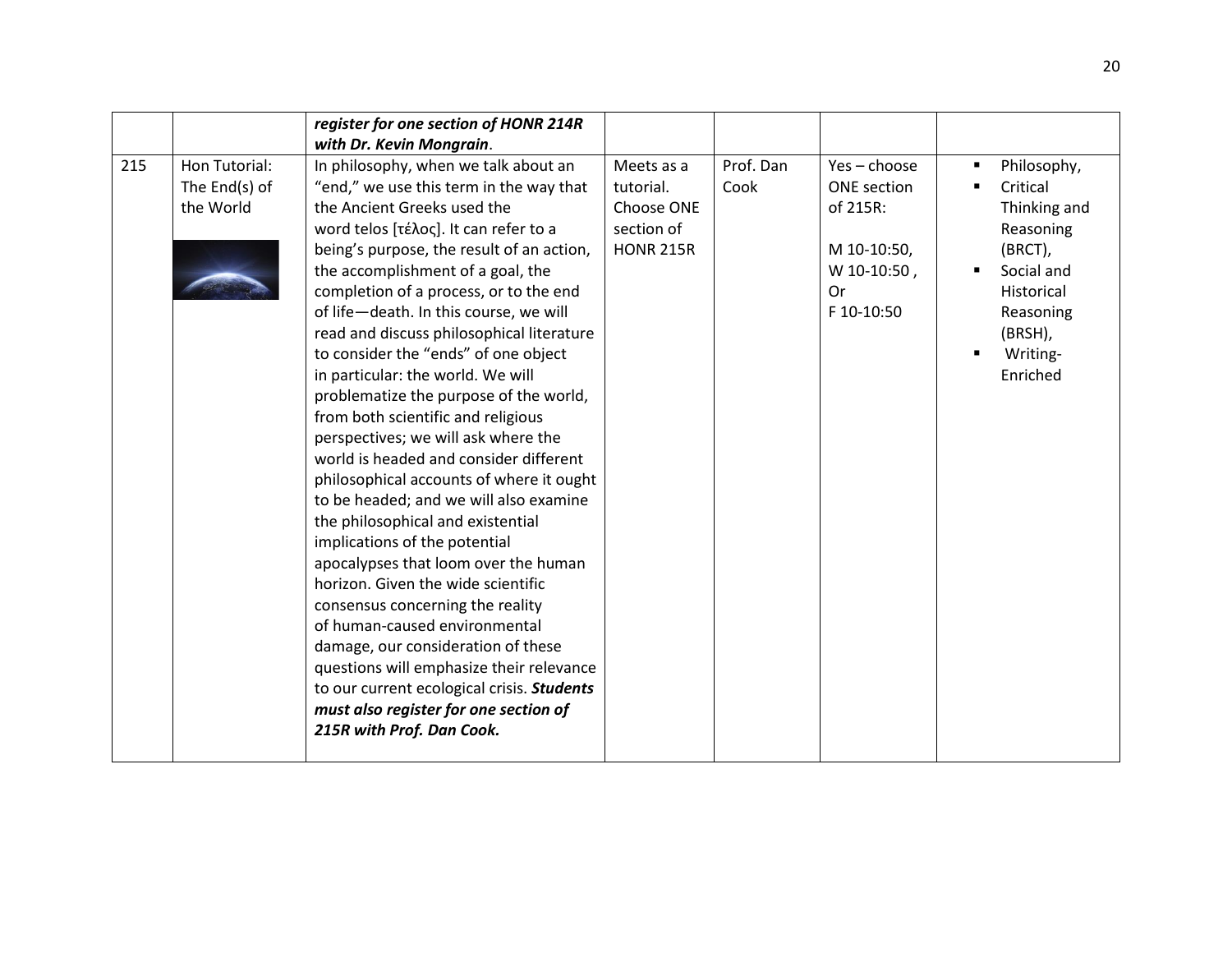| | | | | | | |
|---|---|---|---|---|---|---|
| | | ***register for one section of HONR 214R with Dr. Kevin Mongrain***. | | | | |
| 215 | Hon Tutorial: The End(s) of the World | In philosophy, when we talk about an "end," we use this term in the way that the Ancient Greeks used the word telos [τέλος]. It can refer to a being's purpose, the result of an action, the accomplishment of a goal, the completion of a process, or to the end of life—death. In this course, we will read and discuss philosophical literature to consider the "ends" of one object in particular: the world. We will problematize the purpose of the world, from both scientific and religious perspectives; we will ask where the world is headed and consider different philosophical accounts of where it ought to be headed; and we will also examine the philosophical and existential implications of the potential apocalypses that loom over the human horizon. Given the wide scientific consensus concerning the reality of human-caused environmental damage, our consideration of these questions will emphasize their relevance to our current ecological crisis. ***Students must also register for one section of 215R with Prof. Dan Cook.*** | Meets as a tutorial. Choose ONE section of HONR 215R | Prof. Dan Cook | Yes – choose ONE section of 215R: M 10-10:50, W 10-10:50, Or F 10-10:50 | ▪ Philosophy, ▪ Critical Thinking and Reasoning (BRCT), ▪ Social and Historical Reasoning (BRSH), ▪ Writing-Enriched |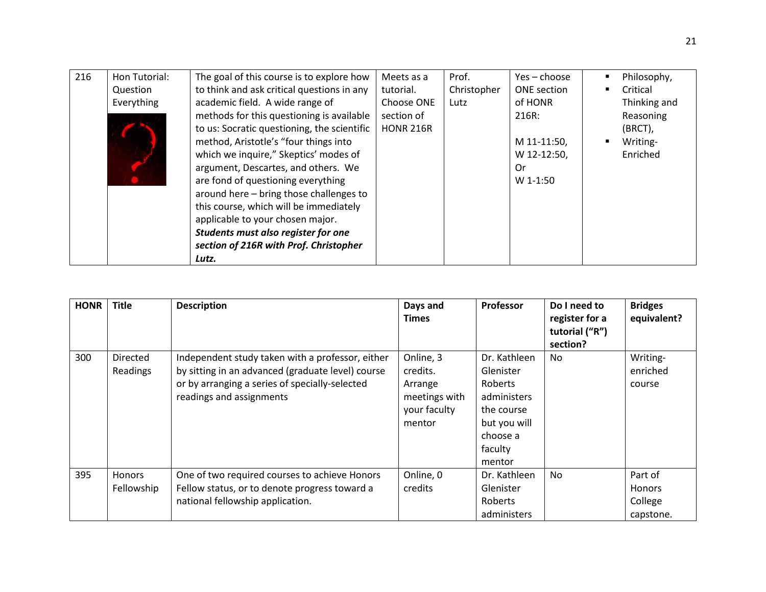| 216 | Hon Tutorial: Question Everything | The goal of this course is to explore how to think and ask critical questions in any academic field. A wide range of methods for this questioning is available to us: Socratic questioning, the scientific method, Aristotle's "four things into which we inquire," Skeptics' modes of argument, Descartes, and others. We are fond of questioning everything around here – bring those challenges to this course, which will be immediately applicable to your chosen major. ***Students must also register for one section of 216R with Prof. Christopher Lutz.*** | Meets as a tutorial. Choose ONE section of HONR 216R | Prof. Christopher Lutz | Yes – choose ONE section of HONR 216R: M 11-11:50, W 12-12:50, Or W 1-1:50 | ▪ Philosophy, ▪ Critical Thinking and Reasoning (BRCT), ▪ Writing-Enriched |
|---|---|---|---|---|---|---|

| HONR | Title | Description | Days and Times | Professor | Do I need to register for a tutorial ("R") section? | Bridges equivalent? |
|---|---|---|---|---|---|---|
| 300 | Directed Readings | Independent study taken with a professor, either by sitting in an advanced (graduate level) course or by arranging a series of specially-selected readings and assignments | Online, 3 credits. Arrange meetings with your faculty mentor | Dr. Kathleen Glenister Roberts administers the course but you will choose a faculty mentor | No | Writing-enriched course |
| 395 | Honors Fellowship | One of two required courses to achieve Honors Fellow status, or to denote progress toward a national fellowship application. | Online, 0 credits | Dr. Kathleen Glenister Roberts administers | No | Part of Honors College capstone. |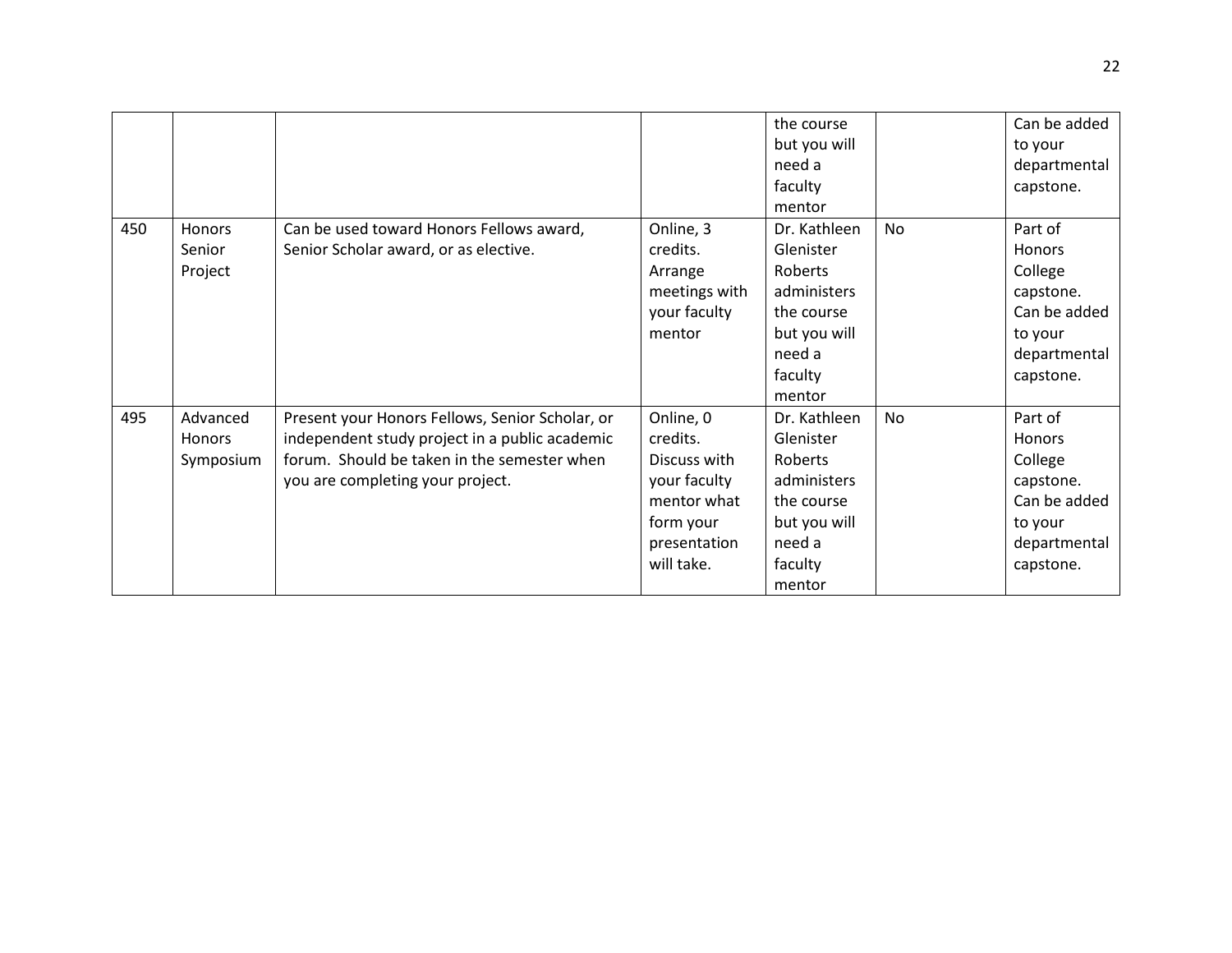| | | | | | | |
|---|---|---|---|---|---|---|
| | | | | the course but you will need a faculty mentor | | Can be added to your departmental capstone. |
| 450 | Honors Senior Project | Can be used toward Honors Fellows award, Senior Scholar award, or as elective. | Online, 3 credits. Arrange meetings with your faculty mentor | Dr. Kathleen Glenister Roberts administers the course but you will need a faculty mentor | No | Part of Honors College capstone. Can be added to your departmental capstone. |
| 495 | Advanced Honors Symposium | Present your Honors Fellows, Senior Scholar, or independent study project in a public academic forum. Should be taken in the semester when you are completing your project. | Online, 0 credits. Discuss with your faculty mentor what form your presentation will take. | Dr. Kathleen Glenister Roberts administers the course but you will need a faculty mentor | No | Part of Honors College capstone. Can be added to your departmental capstone. |